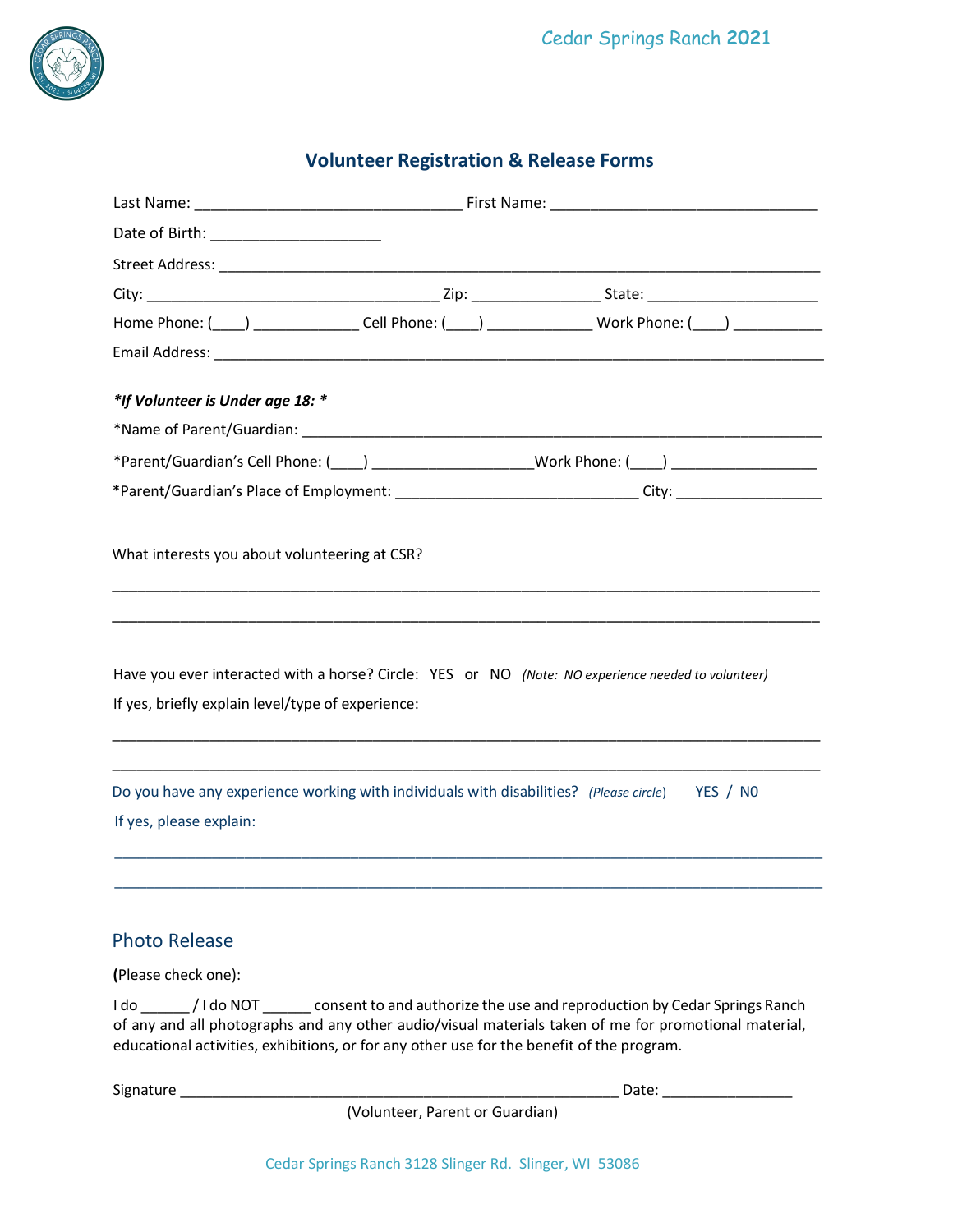# Volunteer Registration & Release Forms

Last Name: ________________________________ First Name: ________________________________

Date of Birth: ____________________

Street Address: ________________________________________________________________________

City: ___________________________________ Zip: _______________ State: ____________________

Home Phone: (____) _____________ Cell Phone: (____) _____________ Work Phone: (____) ___________

Email Address: __________________________________________________________________________

***If Volunteer is Under age 18: ***

*Name of Parent/Guardian: ______________________________________________________________

*Parent/Guardian's Cell Phone: (____) ___________________Work Phone: (____) _________________

*Parent/Guardian's Place of Employment: _____________________________ City: _________________

What interests you about volunteering at CSR?

____________________________________________________________________________________

____________________________________________________________________________________

Have you ever interacted with a horse? Circle: YES or NO *(Note: NO experience needed to volunteer)*

If yes, briefly explain level/type of experience:

____________________________________________________________________________________

____________________________________________________________________________________

Do you have any experience working with individuals with disabilities? *(Please circle)* YES / NO

If yes, please explain:

____________________________________________________________________________________

____________________________________________________________________________________

## Photo Release

**(**Please check one):

I do ______ / I do NOT ______ consent to and authorize the use and reproduction by Cedar Springs Ranch of any and all photographs and any other audio/visual materials taken of me for promotional material, educational activities, exhibitions, or for any other use for the benefit of the program.

Signature ____________________________________________________ Date: _______________

(Volunteer, Parent or Guardian)

Cedar Springs Ranch 3128 Slinger Rd. Slinger, WI 53086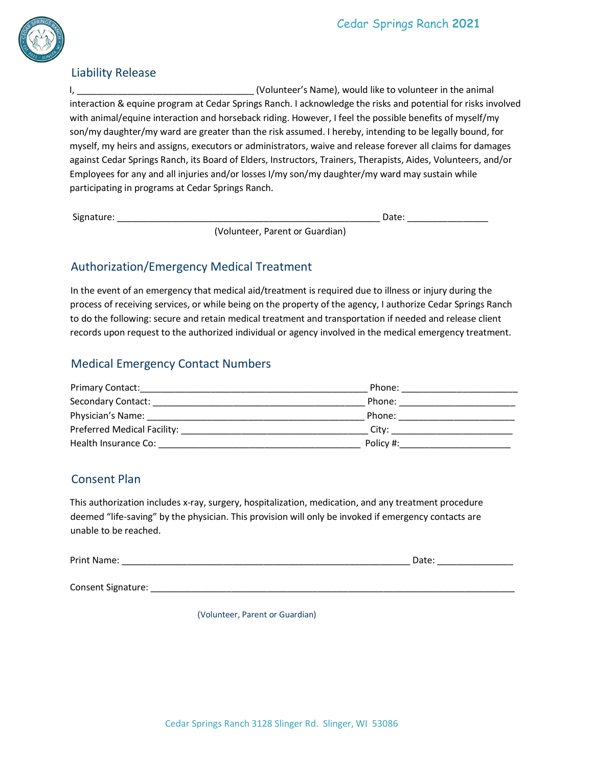## Liability Release

I, __________________________________ (Volunteer's Name), would like to volunteer in the animal interaction & equine program at Cedar Springs Ranch. I acknowledge the risks and potential for risks involved with animal/equine interaction and horseback riding. However, I feel the possible benefits of myself/my son/my daughter/my ward are greater than the risk assumed. I hereby, intending to be legally bound, for myself, my heirs and assigns, executors or administrators, waive and release forever all claims for damages against Cedar Springs Ranch, its Board of Elders, Instructors, Trainers, Therapists, Aides, Volunteers, and/or Employees for any and all injuries and/or losses I/my son/my daughter/my ward may sustain while participating in programs at Cedar Springs Ranch.

Signature: ____________________________________________________ Date: ________________

(Volunteer, Parent or Guardian)

## Authorization/Emergency Medical Treatment

In the event of an emergency that medical aid/treatment is required due to illness or injury during the process of receiving services, or while being on the property of the agency, I authorize Cedar Springs Ranch to do the following: secure and retain medical treatment and transportation if needed and release client records upon request to the authorized individual or agency involved in the medical emergency treatment.

## Medical Emergency Contact Numbers

Primary Contact:_____________________________________________ Phone: ______________________

Secondary Contact: __________________________________________ Phone: ______________________

Physician's Name: ___________________________________________ Phone: ______________________

Preferred Medical Facility: ____________________________________ City: _______________________

Health Insurance Co: _________________________________________ Policy #:_____________________

## Consent Plan

This authorization includes x-ray, surgery, hospitalization, medication, and any treatment procedure deemed "life-saving" by the physician. This provision will only be invoked if emergency contacts are unable to be reached.

Print Name: _________________________________________________________ Date: _______________

Consent Signature: ________________________________________________________________________

(Volunteer, Parent or Guardian)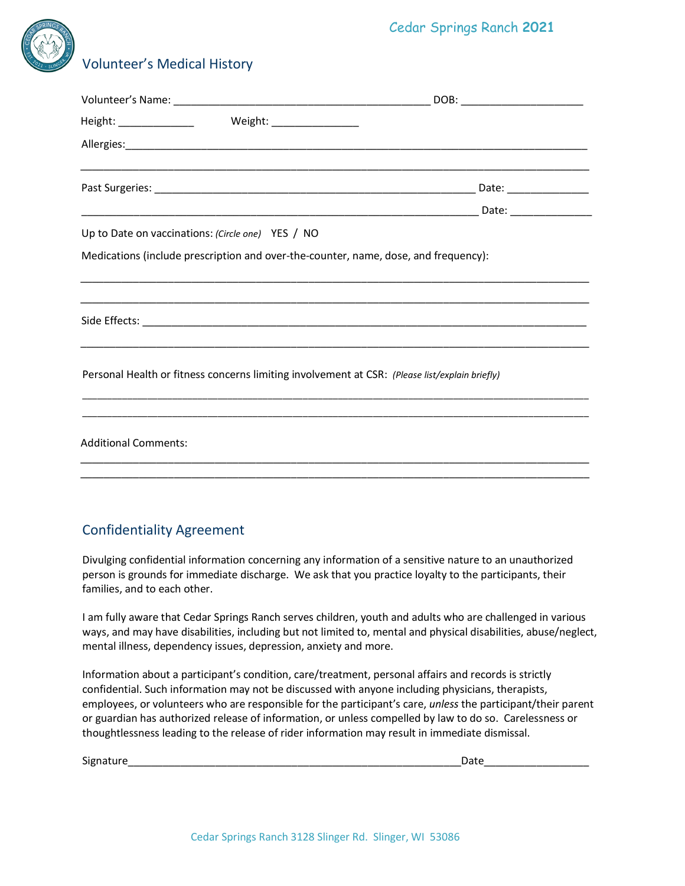# Volunteer's Medical History

Volunteer's Name: ___________________________________________ DOB: _____________________

Height: _____________ Weight: _______________

Allergies:_________________________________________________________________________________

___________________________________________________________________________________________

Past Surgeries: _______________________________________________________ Date: ______________

____________________________________________________________________ Date: ______________

Up to Date on vaccinations: *(Circle one)* YES / NO

Medications (include prescription and over-the-counter, name, dose, and frequency):

___________________________________________________________________________________________

___________________________________________________________________________________________

Side Effects: _______________________________________________________________________________

___________________________________________________________________________________________

Personal Health or fitness concerns limiting involvement at CSR: *(Please list/explain briefly)*

___________________________________________________________________________________________

___________________________________________________________________________________________

Additional Comments:

___________________________________________________________________________________________

___________________________________________________________________________________________

## Confidentiality Agreement

Divulging confidential information concerning any information of a sensitive nature to an unauthorized person is grounds for immediate discharge. We ask that you practice loyalty to the participants, their families, and to each other.

I am fully aware that Cedar Springs Ranch serves children, youth and adults who are challenged in various ways, and may have disabilities, including but not limited to, mental and physical disabilities, abuse/neglect, mental illness, dependency issues, depression, anxiety and more.

Information about a participant's condition, care/treatment, personal affairs and records is strictly confidential. Such information may not be discussed with anyone including physicians, therapists, employees, or volunteers who are responsible for the participant's care, *unless* the participant/their parent or guardian has authorized release of information, or unless compelled by law to do so. Carelessness or thoughtlessness leading to the release of rider information may result in immediate dismissal.

Signature__________________________________________________________Date__________________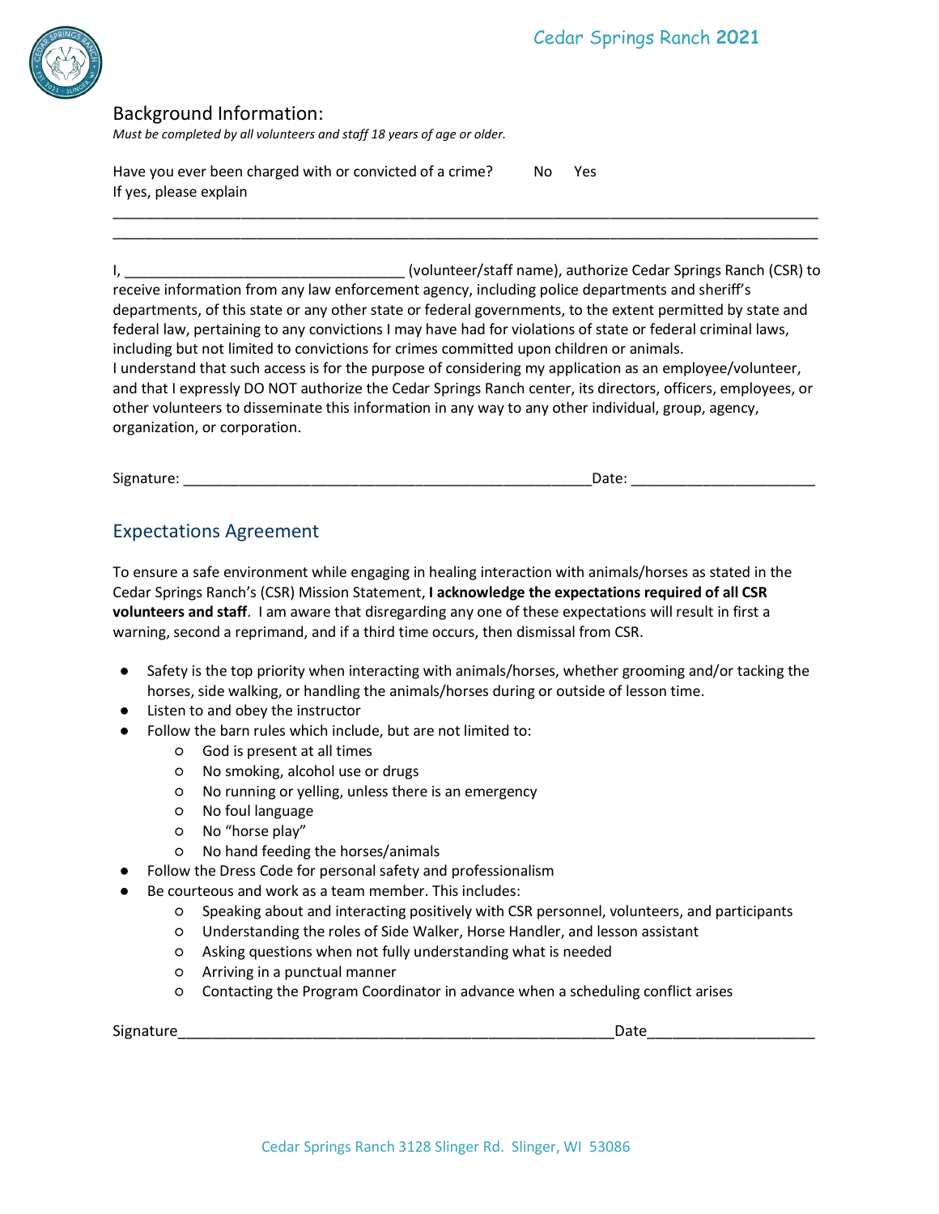## Background Information:

*Must be completed by all volunteers and staff 18 years of age or older.*

Have you ever been charged with or convicted of a crime? No Yes

If yes, please explain

______________________________________________________________________________________

______________________________________________________________________________________

I, __________________________________ (volunteer/staff name), authorize Cedar Springs Ranch (CSR) to receive information from any law enforcement agency, including police departments and sheriff's departments, of this state or any other state or federal governments, to the extent permitted by state and federal law, pertaining to any convictions I may have had for violations of state or federal criminal laws, including but not limited to convictions for crimes committed upon children or animals.

I understand that such access is for the purpose of considering my application as an employee/volunteer, and that I expressly DO NOT authorize the Cedar Springs Ranch center, its directors, officers, employees, or other volunteers to disseminate this information in any way to any other individual, group, agency, organization, or corporation.

Signature: ___________________________________________________Date: ______________________

## Expectations Agreement

To ensure a safe environment while engaging in healing interaction with animals/horses as stated in the Cedar Springs Ranch's (CSR) Mission Statement, **I acknowledge the expectations required of all CSR volunteers and staff**. I am aware that disregarding any one of these expectations will result in first a warning, second a reprimand, and if a third time occurs, then dismissal from CSR.

- Safety is the top priority when interacting with animals/horses, whether grooming and/or tacking the horses, side walking, or handling the animals/horses during or outside of lesson time.
- Listen to and obey the instructor
- Follow the barn rules which include, but are not limited to:
  - God is present at all times
  - No smoking, alcohol use or drugs
  - No running or yelling, unless there is an emergency
  - No foul language
  - No "horse play"
  - No hand feeding the horses/animals
- Follow the Dress Code for personal safety and professionalism
- Be courteous and work as a team member. This includes:
  - Speaking about and interacting positively with CSR personnel, volunteers, and participants
  - Understanding the roles of Side Walker, Horse Handler, and lesson assistant
  - Asking questions when not fully understanding what is needed
  - Arriving in a punctual manner
  - Contacting the Program Coordinator in advance when a scheduling conflict arises

Signature_______________________________________________________Date____________________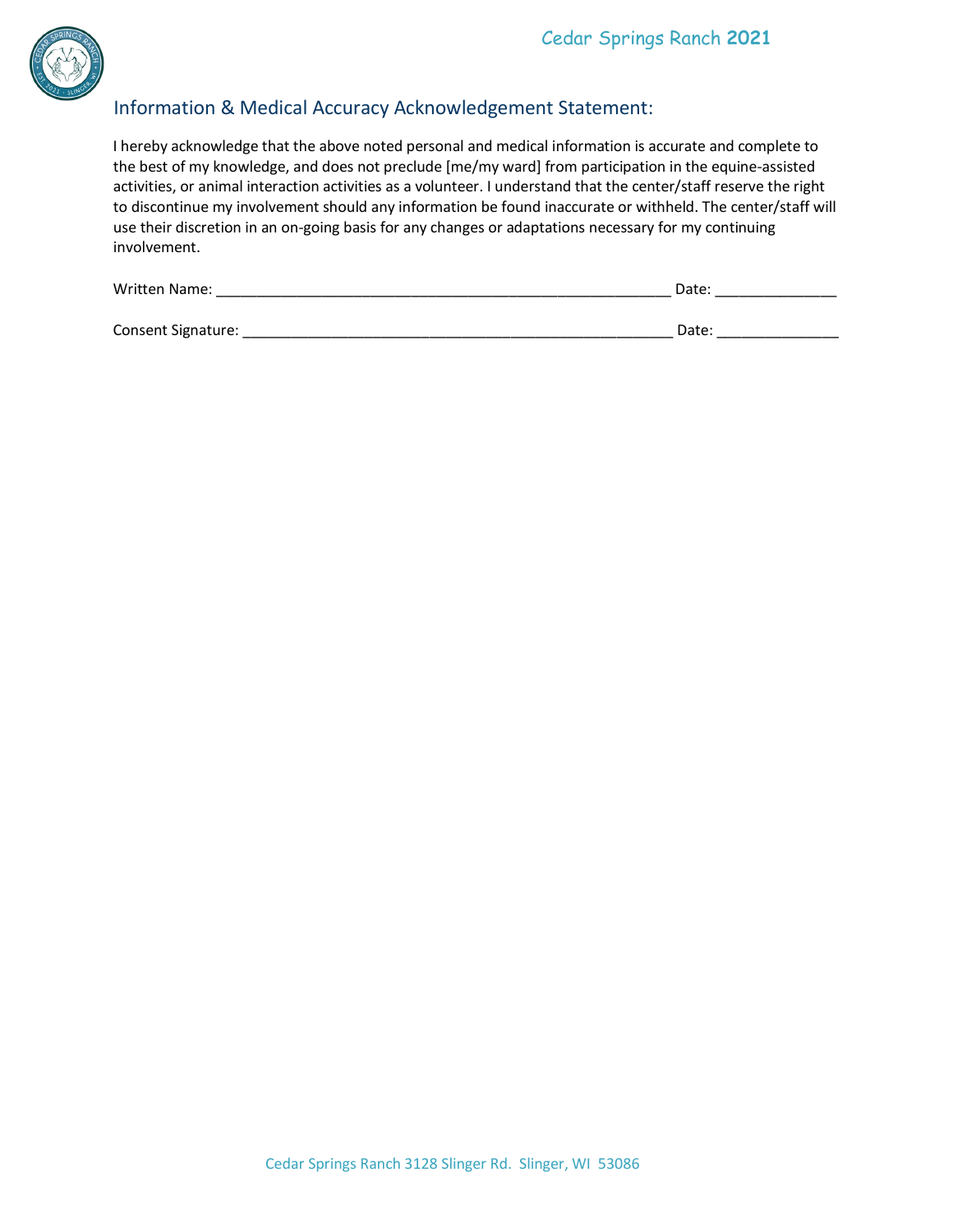## Information & Medical Accuracy Acknowledgement Statement:

I hereby acknowledge that the above noted personal and medical information is accurate and complete to the best of my knowledge, and does not preclude [me/my ward] from participation in the equine-assisted activities, or animal interaction activities as a volunteer. I understand that the center/staff reserve the right to discontinue my involvement should any information be found inaccurate or withheld. The center/staff will use their discretion in an on-going basis for any changes or adaptations necessary for my continuing involvement.

Written Name: _________________________________________________________ Date: _______________

Consent Signature: ______________________________________________________ Date: _______________